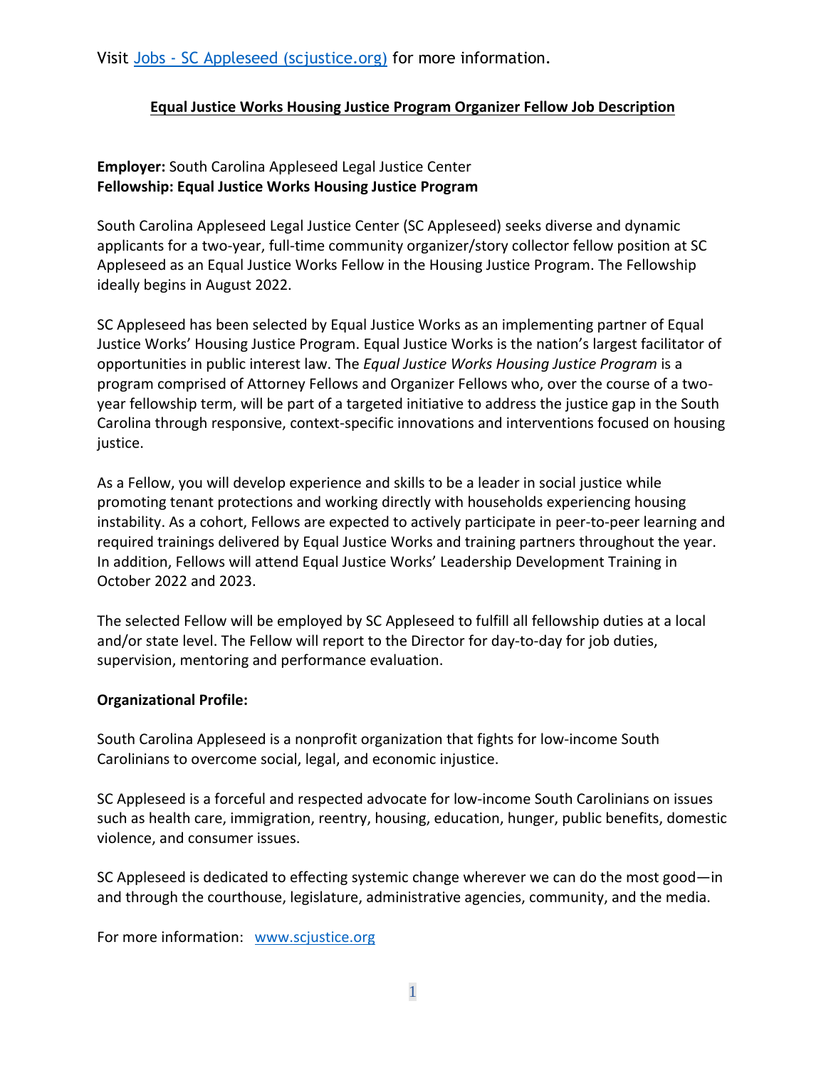Visit [Jobs - SC Appleseed (scjustice.org)](https://scjustice.org) for more information.

## Equal Justice Works Housing Justice Program Organizer Fellow Job Description

**Employer:** South Carolina Appleseed Legal Justice Center
**Fellowship: Equal Justice Works Housing Justice Program**

South Carolina Appleseed Legal Justice Center (SC Appleseed) seeks diverse and dynamic applicants for a two-year, full-time community organizer/story collector fellow position at SC Appleseed as an Equal Justice Works Fellow in the Housing Justice Program. The Fellowship ideally begins in August 2022.

SC Appleseed has been selected by Equal Justice Works as an implementing partner of Equal Justice Works' Housing Justice Program. Equal Justice Works is the nation's largest facilitator of opportunities in public interest law. The *Equal Justice Works Housing Justice Program* is a program comprised of Attorney Fellows and Organizer Fellows who, over the course of a two-year fellowship term, will be part of a targeted initiative to address the justice gap in the South Carolina through responsive, context-specific innovations and interventions focused on housing justice.

As a Fellow, you will develop experience and skills to be a leader in social justice while promoting tenant protections and working directly with households experiencing housing instability. As a cohort, Fellows are expected to actively participate in peer-to-peer learning and required trainings delivered by Equal Justice Works and training partners throughout the year. In addition, Fellows will attend Equal Justice Works' Leadership Development Training in October 2022 and 2023.

The selected Fellow will be employed by SC Appleseed to fulfill all fellowship duties at a local and/or state level. The Fellow will report to the Director for day-to-day for job duties, supervision, mentoring and performance evaluation.

**Organizational Profile:**

South Carolina Appleseed is a nonprofit organization that fights for low-income South Carolinians to overcome social, legal, and economic injustice.

SC Appleseed is a forceful and respected advocate for low-income South Carolinians on issues such as health care, immigration, reentry, housing, education, hunger, public benefits, domestic violence, and consumer issues.

SC Appleseed is dedicated to effecting systemic change wherever we can do the most good—in and through the courthouse, legislature, administrative agencies, community, and the media.

For more information: [www.scjustice.org](http://www.scjustice.org)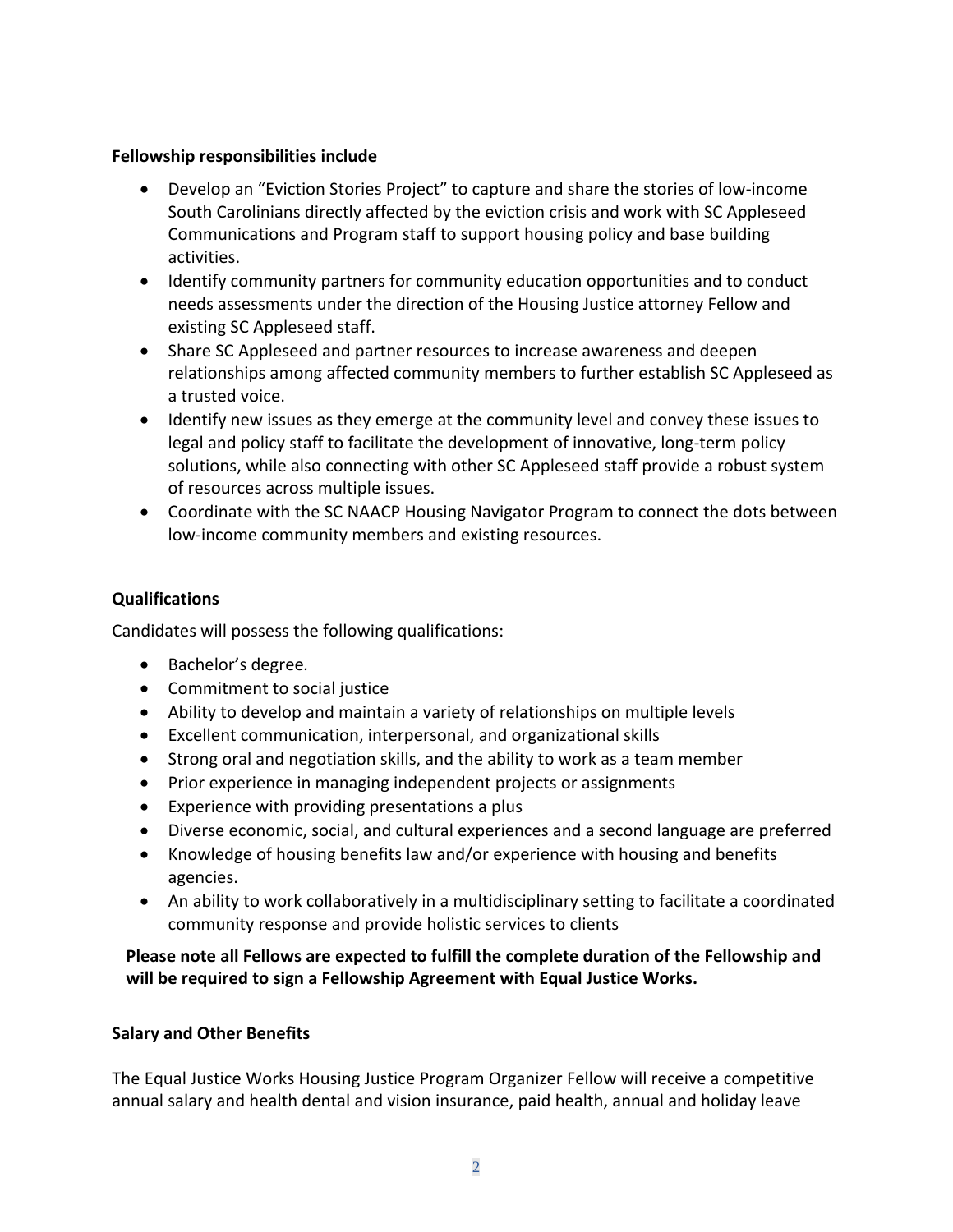**Fellowship responsibilities include**

- Develop an "Eviction Stories Project" to capture and share the stories of low-income South Carolinians directly affected by the eviction crisis and work with SC Appleseed Communications and Program staff to support housing policy and base building activities.
- Identify community partners for community education opportunities and to conduct needs assessments under the direction of the Housing Justice attorney Fellow and existing SC Appleseed staff.
- Share SC Appleseed and partner resources to increase awareness and deepen relationships among affected community members to further establish SC Appleseed as a trusted voice.
- Identify new issues as they emerge at the community level and convey these issues to legal and policy staff to facilitate the development of innovative, long-term policy solutions, while also connecting with other SC Appleseed staff provide a robust system of resources across multiple issues.
- Coordinate with the SC NAACP Housing Navigator Program to connect the dots between low-income community members and existing resources.

**Qualifications**

Candidates will possess the following qualifications:

- Bachelor's degree.
- Commitment to social justice
- Ability to develop and maintain a variety of relationships on multiple levels
- Excellent communication, interpersonal, and organizational skills
- Strong oral and negotiation skills, and the ability to work as a team member
- Prior experience in managing independent projects or assignments
- Experience with providing presentations a plus
- Diverse economic, social, and cultural experiences and a second language are preferred
- Knowledge of housing benefits law and/or experience with housing and benefits agencies.
- An ability to work collaboratively in a multidisciplinary setting to facilitate a coordinated community response and provide holistic services to clients

**Please note all Fellows are expected to fulfill the complete duration of the Fellowship and will be required to sign a Fellowship Agreement with Equal Justice Works.**

**Salary and Other Benefits**

The Equal Justice Works Housing Justice Program Organizer Fellow will receive a competitive annual salary and health dental and vision insurance, paid health, annual and holiday leave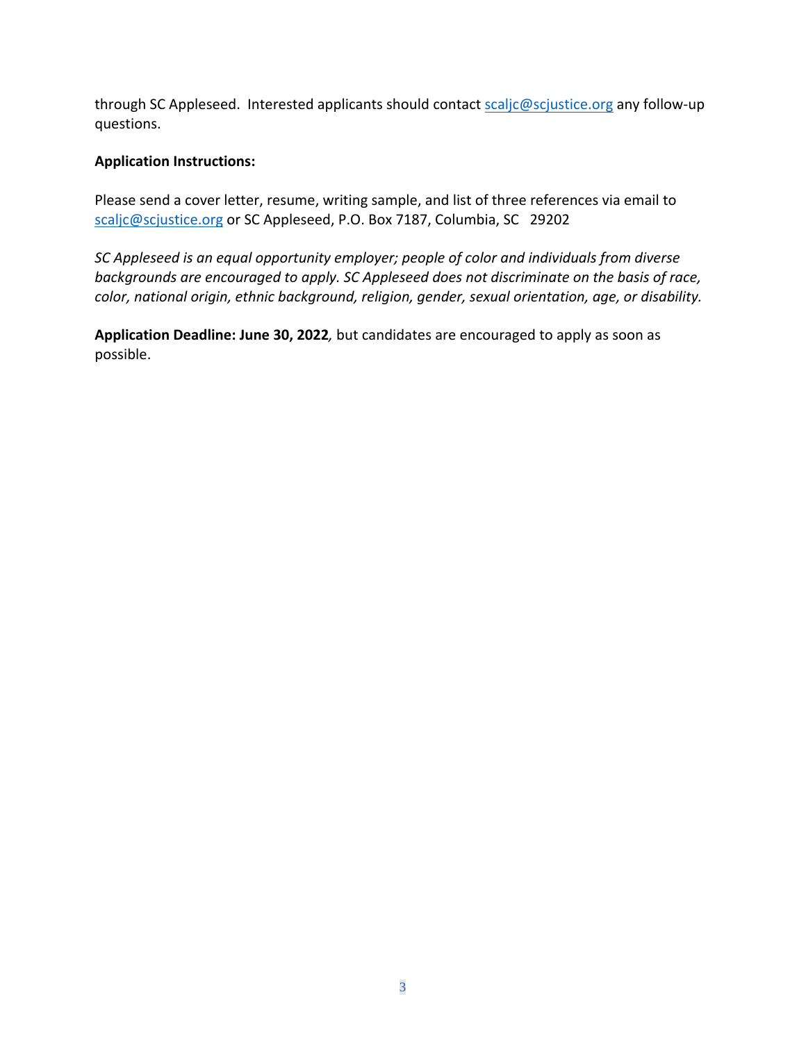through SC Appleseed. Interested applicants should contact scaljc@scjustice.org any follow-up questions.

**Application Instructions:**

Please send a cover letter, resume, writing sample, and list of three references via email to scaljc@scjustice.org or SC Appleseed, P.O. Box 7187, Columbia, SC 29202

*SC Appleseed is an equal opportunity employer; people of color and individuals from diverse backgrounds are encouraged to apply. SC Appleseed does not discriminate on the basis of race, color, national origin, ethnic background, religion, gender, sexual orientation, age, or disability.*

**Application Deadline: June 30, 2022***,* but candidates are encouraged to apply as soon as possible.